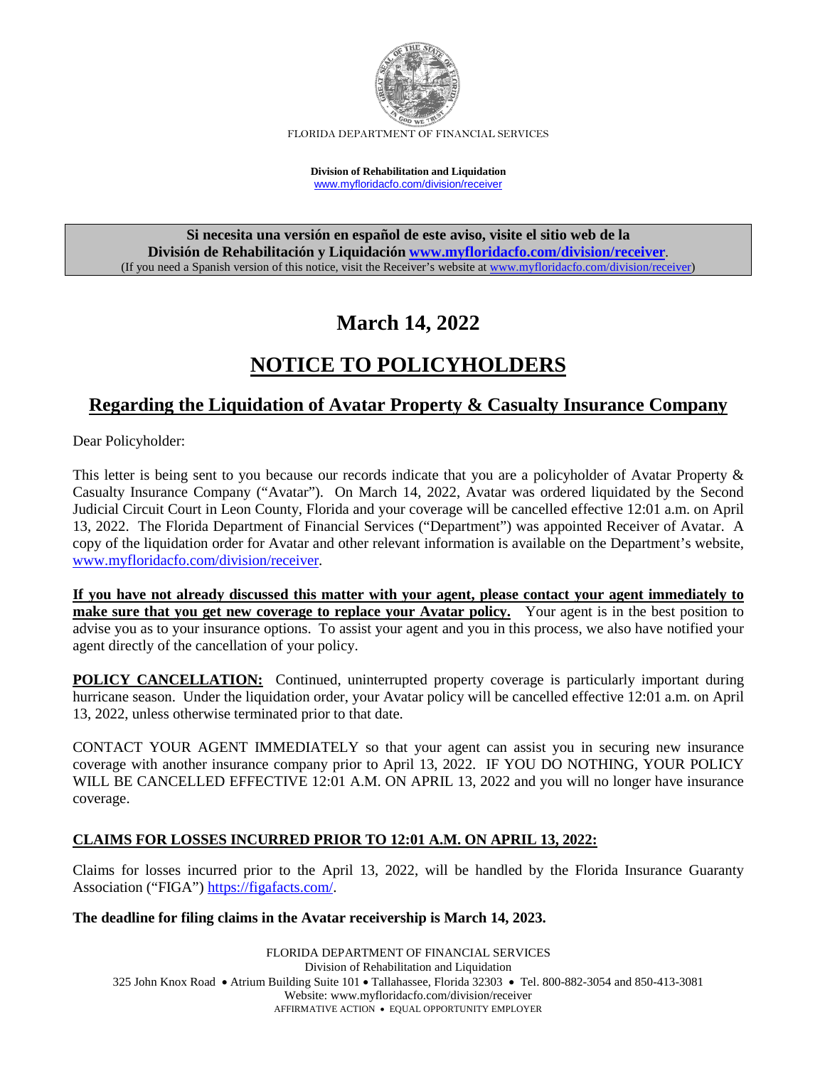FLORIDA DEPARTMENT OF FINANCIAL SERVICES

**Division of Rehabilitation and Liquidation**
www.myfloridacfo.com/division/receiver

**Si necesita una versión en español de este aviso, visite el sitio web de la División de Rehabilitación y Liquidación www.myfloridacfo.com/division/receiver.**
(If you need a Spanish version of this notice, visit the Receiver's website at www.myfloridacfo.com/division/receiver)

# March 14, 2022

# NOTICE TO POLICYHOLDERS

## Regarding the Liquidation of Avatar Property & Casualty Insurance Company

Dear Policyholder:

This letter is being sent to you because our records indicate that you are a policyholder of Avatar Property & Casualty Insurance Company ("Avatar"). On March 14, 2022, Avatar was ordered liquidated by the Second Judicial Circuit Court in Leon County, Florida and your coverage will be cancelled effective 12:01 a.m. on April 13, 2022. The Florida Department of Financial Services ("Department") was appointed Receiver of Avatar. A copy of the liquidation order for Avatar and other relevant information is available on the Department's website, www.myfloridacfo.com/division/receiver.

**If you have not already discussed this matter with your agent, please contact your agent immediately to make sure that you get new coverage to replace your Avatar policy.** Your agent is in the best position to advise you as to your insurance options. To assist your agent and you in this process, we also have notified your agent directly of the cancellation of your policy.

**POLICY CANCELLATION:** Continued, uninterrupted property coverage is particularly important during hurricane season. Under the liquidation order, your Avatar policy will be cancelled effective 12:01 a.m. on April 13, 2022, unless otherwise terminated prior to that date.

CONTACT YOUR AGENT IMMEDIATELY so that your agent can assist you in securing new insurance coverage with another insurance company prior to April 13, 2022. IF YOU DO NOTHING, YOUR POLICY WILL BE CANCELLED EFFECTIVE 12:01 A.M. ON APRIL 13, 2022 and you will no longer have insurance coverage.

**CLAIMS FOR LOSSES INCURRED PRIOR TO 12:01 A.M. ON APRIL 13, 2022:**

Claims for losses incurred prior to the April 13, 2022, will be handled by the Florida Insurance Guaranty Association ("FIGA") https://figafacts.com/.

**The deadline for filing claims in the Avatar receivership is March 14, 2023.**

FLORIDA DEPARTMENT OF FINANCIAL SERVICES
Division of Rehabilitation and Liquidation
325 John Knox Road • Atrium Building Suite 101 • Tallahassee, Florida 32303 • Tel. 800-882-3054 and 850-413-3081
Website: www.myfloridacfo.com/division/receiver
AFFIRMATIVE ACTION • EQUAL OPPORTUNITY EMPLOYER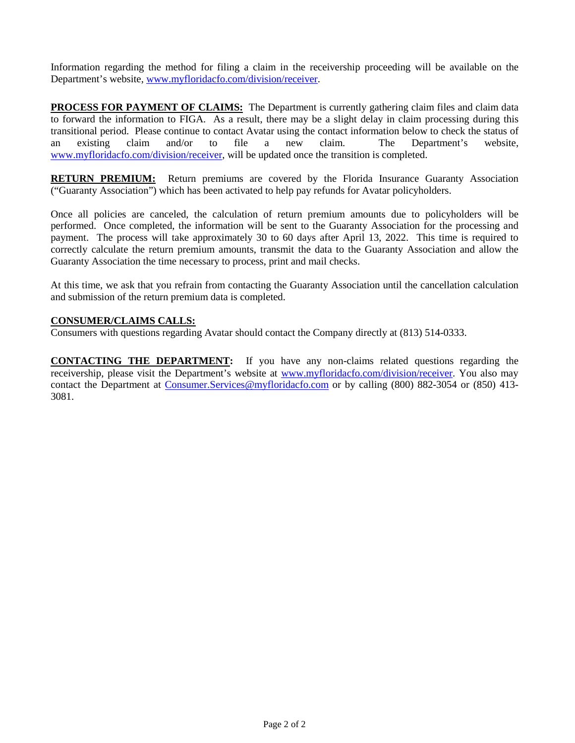Information regarding the method for filing a claim in the receivership proceeding will be available on the Department's website, www.myfloridacfo.com/division/receiver.

**PROCESS FOR PAYMENT OF CLAIMS:** The Department is currently gathering claim files and claim data to forward the information to FIGA. As a result, there may be a slight delay in claim processing during this transitional period. Please continue to contact Avatar using the contact information below to check the status of an existing claim and/or to file a new claim. The Department's website, www.myfloridacfo.com/division/receiver, will be updated once the transition is completed.

**RETURN PREMIUM:** Return premiums are covered by the Florida Insurance Guaranty Association ("Guaranty Association") which has been activated to help pay refunds for Avatar policyholders.

Once all policies are canceled, the calculation of return premium amounts due to policyholders will be performed. Once completed, the information will be sent to the Guaranty Association for the processing and payment. The process will take approximately 30 to 60 days after April 13, 2022. This time is required to correctly calculate the return premium amounts, transmit the data to the Guaranty Association and allow the Guaranty Association the time necessary to process, print and mail checks.

At this time, we ask that you refrain from contacting the Guaranty Association until the cancellation calculation and submission of the return premium data is completed.

**CONSUMER/CLAIMS CALLS:**

Consumers with questions regarding Avatar should contact the Company directly at (813) 514-0333.

**CONTACTING THE DEPARTMENT:** If you have any non-claims related questions regarding the receivership, please visit the Department's website at www.myfloridacfo.com/division/receiver. You also may contact the Department at Consumer.Services@myfloridacfo.com or by calling (800) 882-3054 or (850) 413-3081.